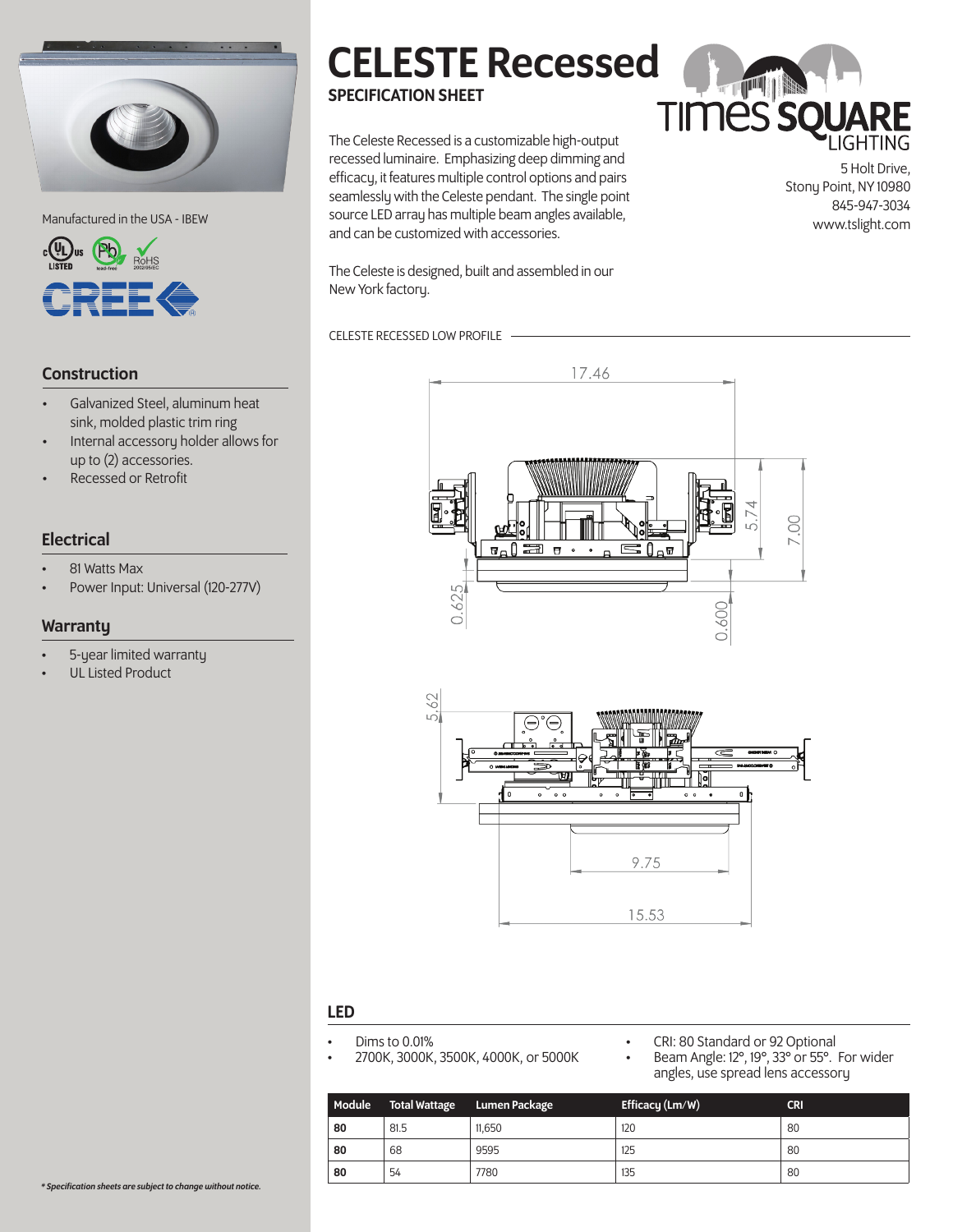# CELESTE Recessed

## SPECIFICATION SHEET

The Celeste Recessed is a customizable high-output recessed luminaire. Emphasizing deep dimming and efficacy, it features multiple control options and pairs seamlessly with the Celeste pendant. The single point source LED array has multiple beam angles available, and can be customized with accessories.

The Celeste is designed, built and assembled in our New York factory.

TIMES SQUARE LIGHTING

5 Holt Drive,
Stony Point, NY 10980
845-947-3034
www.tslight.com

Manufactured in the USA - IBEW

CELESTE RECESSED LOW PROFILE

17.46

5.74

7.00

0.625

0.600

5.62

9.75

15.53

## Construction

- Galvanized Steel, aluminum heat sink, molded plastic trim ring
- Internal accessory holder allows for up to (2) accessories.
- Recessed or Retrofit

## Electrical

- 81 Watts Max
- Power Input: Universal (120-277V)

## Warranty

- 5-year limited warranty
- UL Listed Product

## LED

- Dims to 0.01%
- 2700K, 3000K, 3500K, 4000K, or 5000K
- CRI: 80 Standard or 92 Optional
- Beam Angle: 12°, 19°, 33° or 55°. For wider angles, use spread lens accessory

| Module | Total Wattage | Lumen Package | Efficacy (Lm/W) | CRI |
| --- | --- | --- | --- | --- |
| **80** | 81.5 | 11,650 | 120 | 80 |
| **80** | 68 | 9595 | 125 | 80 |
| **80** | 54 | 7780 | 135 | 80 |

*\* Specification sheets are subject to change without notice.*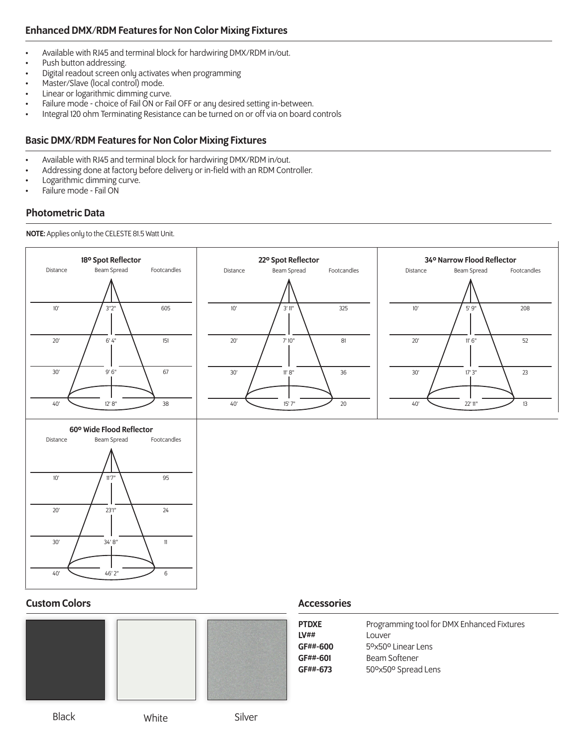## Enhanced DMX/RDM Features for Non Color Mixing Fixtures

- Available with RJ45 and terminal block for hardwiring DMX/RDM in/out.
- Push button addressing.
- Digital readout screen only activates when programming
- Master/Slave (local control) mode.
- Linear or logarithmic dimming curve.
- Failure mode - choice of Fail ON or Fail OFF or any desired setting in-between.
- Integral 120 ohm Terminating Resistance can be turned on or off via on board controls

## Basic DMX/RDM Features for Non Color Mixing Fixtures

- Available with RJ45 and terminal block for hardwiring DMX/RDM in/out.
- Addressing done at factory before delivery or in-field with an RDM Controller.
- Logarithmic dimming curve.
- Failure mode - Fail ON

## Photometric Data

**NOTE:** Applies only to the CELESTE 81.5 Watt Unit.

**18º Spot Reflector**

| Distance | Beam Spread | Footcandles |
|---|---|---|
| 10' | 3''2" | 605 |
| 20' | 6' 4" | 151 |
| 30' | 9' 6" | 67 |
| 40' | 12' 8" | 38 |

**22º Spot Reflector**

| Distance | Beam Spread | Footcandles |
|---|---|---|
| 10' | 3' 11" | 325 |
| 20' | 7' 10" | 81 |
| 30' | 11' 8" | 36 |
| 40' | 15' 7" | 20 |

**34º Narrow Flood Reflector**

| Distance | Beam Spread | Footcandles |
|---|---|---|
| 10' | 5' 9" | 208 |
| 20' | 11' 6" | 52 |
| 30' | 17' 3" | 23 |
| 40' | 22' 11" | 13 |

**60º Wide Flood Reflector**

| Distance | Beam Spread | Footcandles |
|---|---|---|
| 10' | 11'7" | 95 |
| 20' | 23'1" | 24 |
| 30' | 34' 8" | 11 |
| 40' | 46' 2" | 6 |

## Custom Colors

Black

White

Silver

## Accessories

| | |
|---|---|
| **PTDXE** | Programming tool for DMX Enhanced Fixtures |
| **LV##** | Louver |
| **GF##-600** | 5ºx50º Linear Lens |
| **GF##-601** | Beam Softener |
| **GF##-673** | 50ºx50º Spread Lens |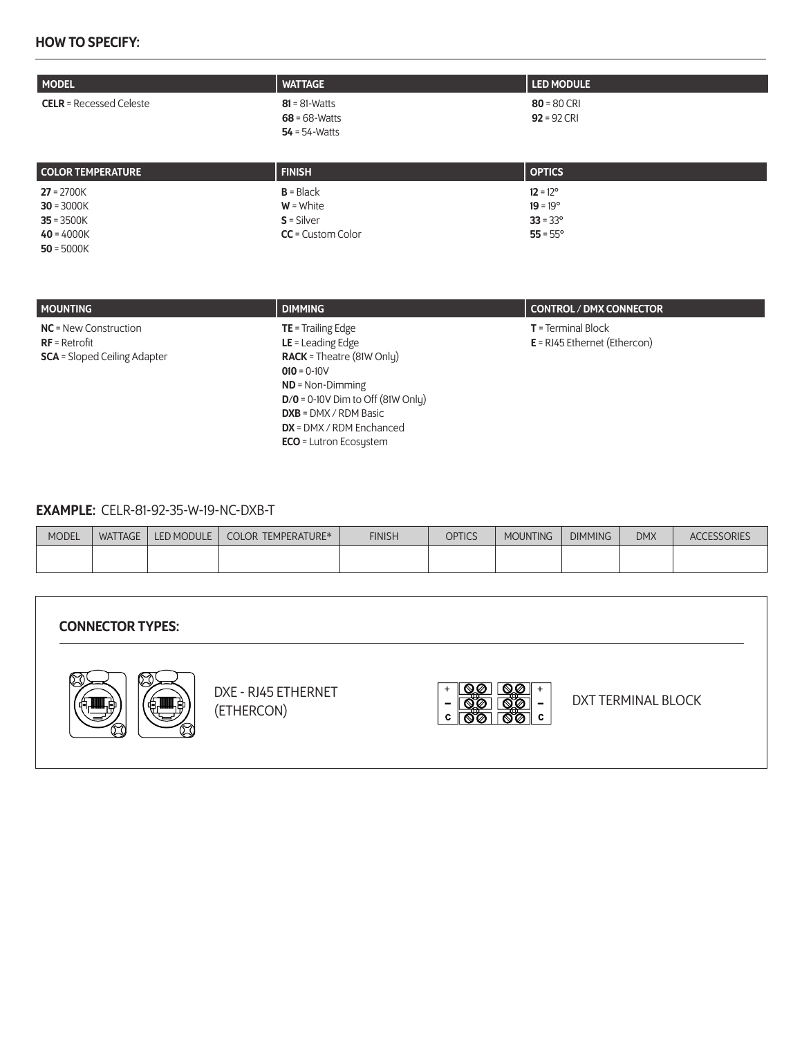## HOW TO SPECIFY:

| MODEL | WATTAGE | LED MODULE |
|---|---|---|
| **CELR** = Recessed Celeste | **81** = 81-Watts<br>**68** = 68-Watts<br>**54** = 54-Watts | **80** = 80 CRI<br>**92** = 92 CRI |

| COLOR TEMPERATURE | FINISH | OPTICS |
|---|---|---|
| **27** = 2700K<br>**30** = 3000K<br>**35** = 3500K<br>**40** = 4000K<br>**50** = 5000K | **B** = Black<br>**W** = White<br>**S** = Silver<br>**CC** = Custom Color | **12** = 12°<br>**19** = 19°<br>**33** = 33°<br>**55** = 55° |

| MOUNTING | DIMMING | CONTROL / DMX CONNECTOR |
|---|---|---|
| **NC** = New Construction<br>**RF** = Retrofit<br>**SCA** = Sloped Ceiling Adapter | **TE** = Trailing Edge<br>**LE** = Leading Edge<br>**RACK** = Theatre (81W Only)<br>**010** = 0-10V<br>**ND** = Non-Dimming<br>**D/0** = 0-10V Dim to Off (81W Only)<br>**DXB** = DMX / RDM Basic<br>**DX** = DMX / RDM Enchanced<br>**ECO** = Lutron Ecosystem | **T** = Terminal Block<br>**E** = RJ45 Ethernet (Ethercon) |

**EXAMPLE:** CELR-81-92-35-W-19-NC-DXB-T

| MODEL | WATTAGE | LED MODULE | COLOR TEMPERATURE* | FINISH | OPTICS | MOUNTING | DIMMING | DMX | ACCESSORIES |
|---|---|---|---|---|---|---|---|---|---|
| | | | | | | | | | |

### CONNECTOR TYPES:

DXE - RJ45 ETHERNET (ETHERCON)

DXT TERMINAL BLOCK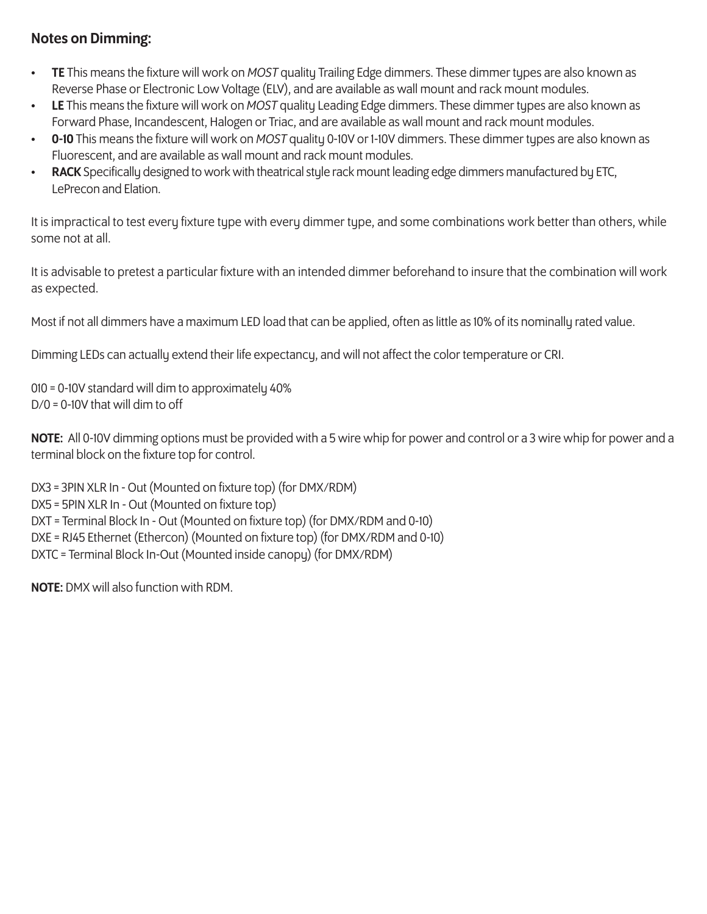## Notes on Dimming:

- **TE** This means the fixture will work on *MOST* quality Trailing Edge dimmers. These dimmer types are also known as Reverse Phase or Electronic Low Voltage (ELV), and are available as wall mount and rack mount modules.
- **LE** This means the fixture will work on *MOST* quality Leading Edge dimmers. These dimmer types are also known as Forward Phase, Incandescent, Halogen or Triac, and are available as wall mount and rack mount modules.
- **0-10** This means the fixture will work on *MOST* quality 0-10V or 1-10V dimmers. These dimmer types are also known as Fluorescent, and are available as wall mount and rack mount modules.
- **RACK** Specifically designed to work with theatrical style rack mount leading edge dimmers manufactured by ETC, LePrecon and Elation.

It is impractical to test every fixture type with every dimmer type, and some combinations work better than others, while some not at all.

It is advisable to pretest a particular fixture with an intended dimmer beforehand to insure that the combination will work as expected.

Most if not all dimmers have a maximum LED load that can be applied, often as little as 10% of its nominally rated value.

Dimming LEDs can actually extend their life expectancy, and will not affect the color temperature or CRI.

010 = 0-10V standard will dim to approximately 40%
D/0 = 0-10V that will dim to off

**NOTE:** All 0-10V dimming options must be provided with a 5 wire whip for power and control or a 3 wire whip for power and a terminal block on the fixture top for control.

DX3 = 3PIN XLR In - Out (Mounted on fixture top) (for DMX/RDM)
DX5 = 5PIN XLR In - Out (Mounted on fixture top)
DXT = Terminal Block In - Out (Mounted on fixture top) (for DMX/RDM and 0-10)
DXE = RJ45 Ethernet (Ethercon) (Mounted on fixture top) (for DMX/RDM and 0-10)
DXTC = Terminal Block In-Out (Mounted inside canopy) (for DMX/RDM)

**NOTE:** DMX will also function with RDM.